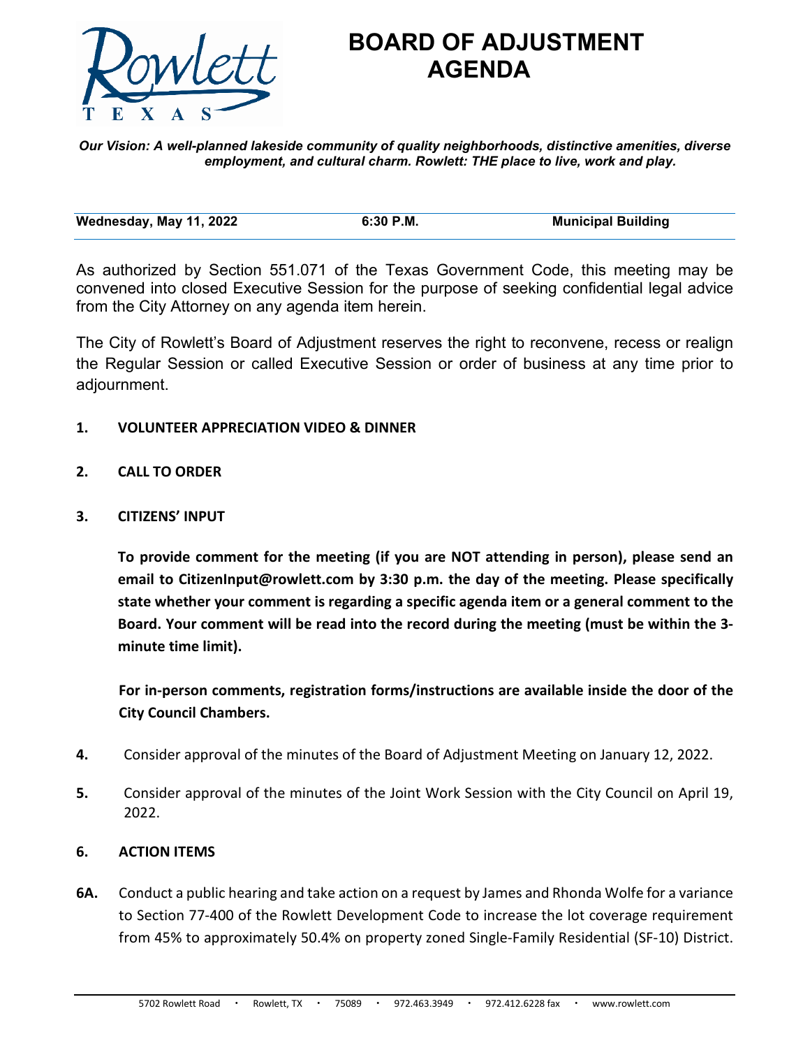# BOARD OF ADJUSTMENT AGENDA

*Our Vision: A well-planned lakeside community of quality neighborhoods, distinctive amenities, diverse employment, and cultural charm. Rowlett: THE place to live, work and play.*

| **Wednesday, May 11, 2022** | **6:30 P.M.** | **Municipal Building** |
|---|---|---|

As authorized by Section 551.071 of the Texas Government Code, this meeting may be convened into closed Executive Session for the purpose of seeking confidential legal advice from the City Attorney on any agenda item herein.

The City of Rowlett's Board of Adjustment reserves the right to reconvene, recess or realign the Regular Session or called Executive Session or order of business at any time prior to adjournment.

**1. VOLUNTEER APPRECIATION VIDEO & DINNER**

**2. CALL TO ORDER**

**3. CITIZENS' INPUT**

**To provide comment for the meeting (if you are NOT attending in person), please send an email to CitizenInput@rowlett.com by 3:30 p.m. the day of the meeting. Please specifically state whether your comment is regarding a specific agenda item or a general comment to the Board. Your comment will be read into the record during the meeting (must be within the 3-minute time limit).**

**For in-person comments, registration forms/instructions are available inside the door of the City Council Chambers.**

**4.** Consider approval of the minutes of the Board of Adjustment Meeting on January 12, 2022.

**5.** Consider approval of the minutes of the Joint Work Session with the City Council on April 19, 2022.

**6. ACTION ITEMS**

**6A.** Conduct a public hearing and take action on a request by James and Rhonda Wolfe for a variance to Section 77-400 of the Rowlett Development Code to increase the lot coverage requirement from 45% to approximately 50.4% on property zoned Single-Family Residential (SF-10) District.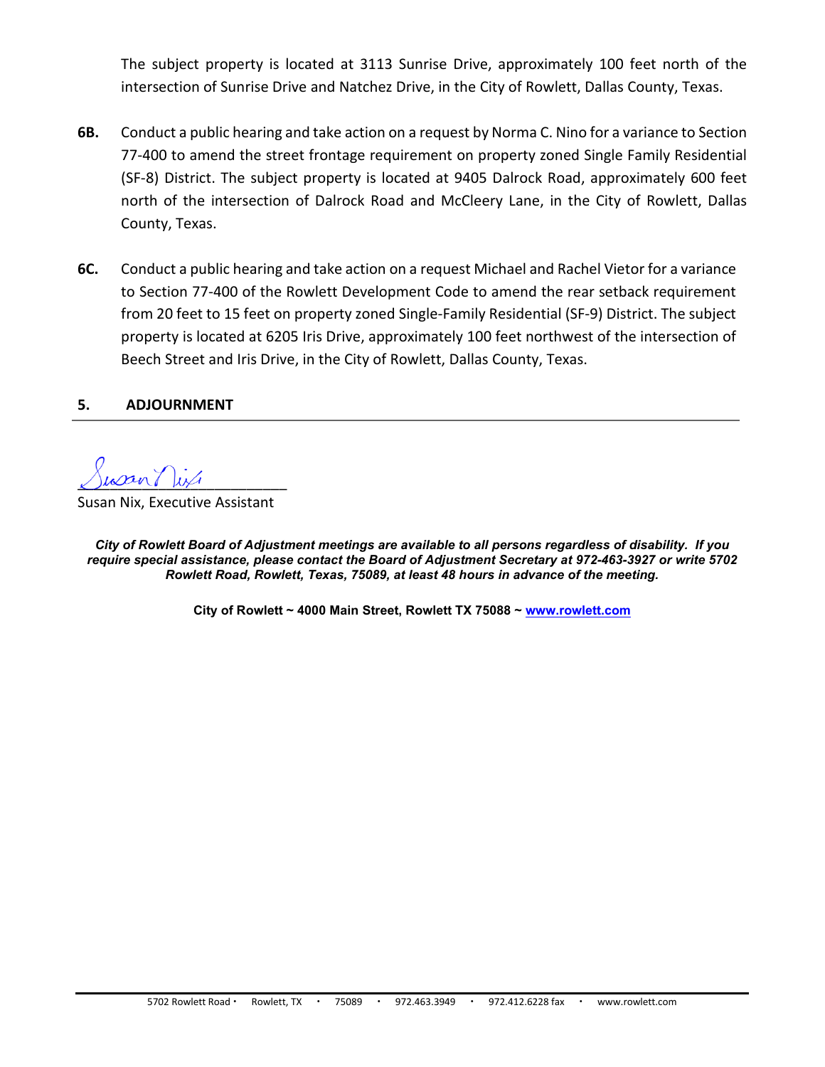The subject property is located at 3113 Sunrise Drive, approximately 100 feet north of the intersection of Sunrise Drive and Natchez Drive, in the City of Rowlett, Dallas County, Texas.

**6B.** Conduct a public hearing and take action on a request by Norma C. Nino for a variance to Section 77-400 to amend the street frontage requirement on property zoned Single Family Residential (SF-8) District. The subject property is located at 9405 Dalrock Road, approximately 600 feet north of the intersection of Dalrock Road and McCleery Lane, in the City of Rowlett, Dallas County, Texas.

**6C.** Conduct a public hearing and take action on a request Michael and Rachel Vietor for a variance to Section 77-400 of the Rowlett Development Code to amend the rear setback requirement from 20 feet to 15 feet on property zoned Single-Family Residential (SF-9) District. The subject property is located at 6205 Iris Drive, approximately 100 feet northwest of the intersection of Beech Street and Iris Drive, in the City of Rowlett, Dallas County, Texas.

**5. ADJOURNMENT**

Susan Nix

Susan Nix, Executive Assistant

***City of Rowlett Board of Adjustment meetings are available to all persons regardless of disability. If you require special assistance, please contact the Board of Adjustment Secretary at 972-463-3927 or write 5702 Rowlett Road, Rowlett, Texas, 75089, at least 48 hours in advance of the meeting.***

**City of Rowlett ~ 4000 Main Street, Rowlett TX 75088 ~ www.rowlett.com**